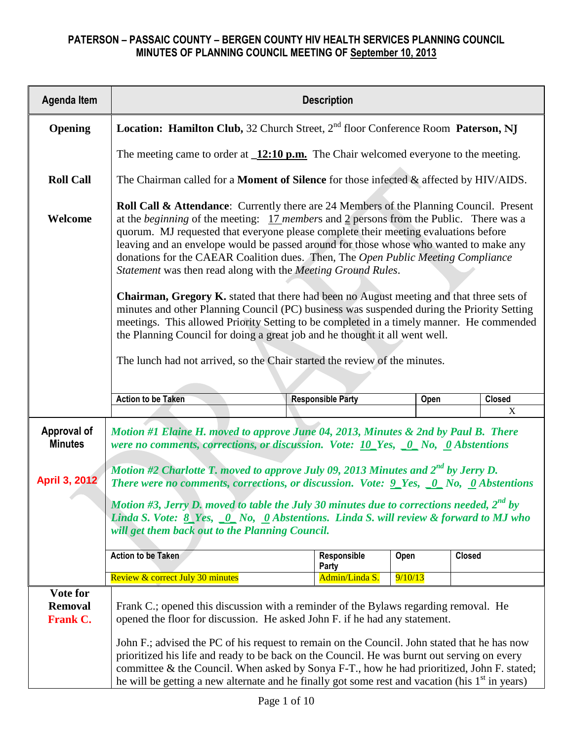# PATERSON – PASSAIC COUNTY – BERGEN COUNTY HIV HEALTH SERVICES PLANNING COUNCIL
## MINUTES OF PLANNING COUNCIL MEETING OF September 10, 2013

| Agenda Item | Description |
|---|---|
| **Opening** | **Location: Hamilton Club,** 32 Church Street, 2nd floor Conference Room **Paterson, NJ**<br><br>The meeting came to order at **12:10 p.m.** The Chair welcomed everyone to the meeting. |
| **Roll Call** | The Chairman called for a **Moment of Silence** for those infected & affected by HIV/AIDS. |
| **Welcome** | **Roll Call & Attendance**: Currently there are 24 Members of the Planning Council. Present at the *beginning* of the meeting: 17 *member*s and 2 persons from the Public. There was a quorum. MJ requested that everyone please complete their meeting evaluations before leaving and an envelope would be passed around for those whose who wanted to make any donations for the CAEAR Coalition dues. Then, The *Open Public Meeting Compliance Statement* was then read along with the *Meeting Ground Rules*.<br><br>**Chairman, Gregory K.** stated that there had been no August meeting and that three sets of minutes and other Planning Council (PC) business was suspended during the Priority Setting meetings. This allowed Priority Setting to be completed in a timely manner. He commended the Planning Council for doing a great job and he thought it all went well.<br><br>The lunch had not arrived, so the Chair started the review of the minutes. |

| Action to be Taken | Responsible Party | Open | Closed |
|---|---|---|---|
| | | | X |

| Agenda Item | Description |
|---|---|
| **Approval of Minutes**<br><br>**April 3, 2012** | ***Motion #1 Elaine H. moved to approve June 04, 2013, Minutes & 2nd by Paul B. There were no comments, corrections, or discussion. Vote: 10 Yes, 0 No, 0 Abstentions***<br><br>***Motion #2 Charlotte T. moved to approve July 09, 2013 Minutes and 2nd by Jerry D. There were no comments, corrections, or discussion. Vote: 9 Yes, 0 No, 0 Abstentions***<br><br>***Motion #3, Jerry D. moved to table the July 30 minutes due to corrections needed, 2nd by Linda S. Vote: 8 Yes, 0 No, 0 Abstentions. Linda S. will review & forward to MJ who will get them back out to the Planning Council.*** |

| Action to be Taken | Responsible Party | Open | Closed |
|---|---|---|---|
| Review & correct July 30 minutes | Admin/Linda S. | 9/10/13 | |

| Agenda Item | Description |
|---|---|
| **Vote for Removal**<br>**Frank C.** | Frank C.; opened this discussion with a reminder of the Bylaws regarding removal. He opened the floor for discussion. He asked John F. if he had any statement.<br><br>John F.; advised the PC of his request to remain on the Council. John stated that he has now prioritized his life and ready to be back on the Council. He was burnt out serving on every committee & the Council. When asked by Sonya F-T., how he had prioritized, John F. stated; he will be getting a new alternate and he finally got some rest and vacation (his 1st in years) |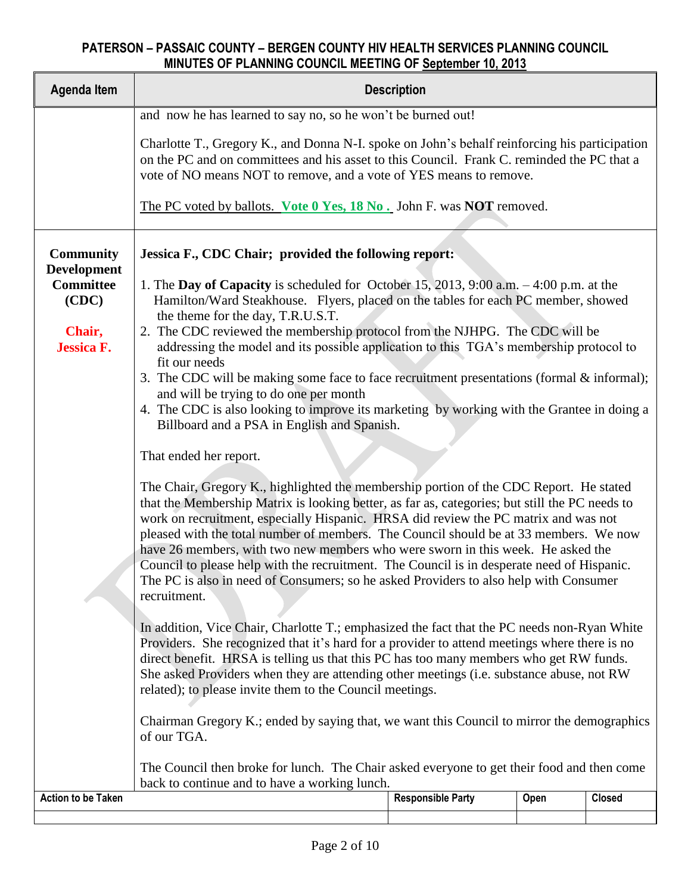| Agenda Item | Description |
|---|---|
| | and now he has learned to say no, so he won't be burned out!<br><br>Charlotte T., Gregory K., and Donna N-I. spoke on John's behalf reinforcing his participation on the PC and on committees and his asset to this Council. Frank C. reminded the PC that a vote of NO means NOT to remove, and a vote of YES means to remove.<br><br>The PC voted by ballots. **Vote 0 Yes, 18 No .** John F. was **NOT** removed. |
| **Community Development Committee (CDC)**<br><br>**Chair, Jessica F.** | **Jessica F., CDC Chair; provided the following report:**<br><br>1. The **Day of Capacity** is scheduled for October 15, 2013, 9:00 a.m. – 4:00 p.m. at the Hamilton/Ward Steakhouse. Flyers, placed on the tables for each PC member, showed the theme for the day, T.R.U.S.T.<br>2. The CDC reviewed the membership protocol from the NJHPG. The CDC will be addressing the model and its possible application to this TGA's membership protocol to fit our needs<br>3. The CDC will be making some face to face recruitment presentations (formal & informal); and will be trying to do one per month<br>4. The CDC is also looking to improve its marketing by working with the Grantee in doing a Billboard and a PSA in English and Spanish.<br><br>That ended her report.<br><br>The Chair, Gregory K., highlighted the membership portion of the CDC Report. He stated that the Membership Matrix is looking better, as far as, categories; but still the PC needs to work on recruitment, especially Hispanic. HRSA did review the PC matrix and was not pleased with the total number of members. The Council should be at 33 members. We now have 26 members, with two new members who were sworn in this week. He asked the Council to please help with the recruitment. The Council is in desperate need of Hispanic. The PC is also in need of Consumers; so he asked Providers to also help with Consumer recruitment.<br><br>In addition, Vice Chair, Charlotte T.; emphasized the fact that the PC needs non-Ryan White Providers. She recognized that it's hard for a provider to attend meetings where there is no direct benefit. HRSA is telling us that this PC has too many members who get RW funds. She asked Providers when they are attending other meetings (i.e. substance abuse, not RW related); to please invite them to the Council meetings.<br><br>Chairman Gregory K.; ended by saying that, we want this Council to mirror the demographics of our TGA.<br><br>The Council then broke for lunch. The Chair asked everyone to get their food and then come back to continue and to have a working lunch. |

| Action to be Taken | Responsible Party | Open | Closed |
|---|---|---|---|
| | | | |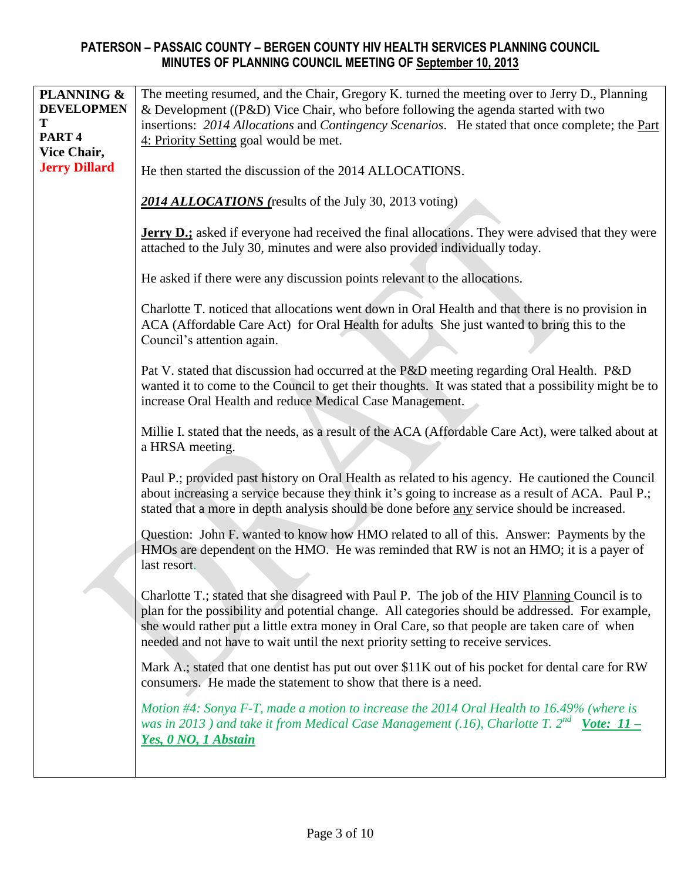# PATERSON – PASSAIC COUNTY – BERGEN COUNTY HIV HEALTH SERVICES PLANNING COUNCIL
## MINUTES OF PLANNING COUNCIL MEETING OF September 10, 2013

| | |
|---|---|
| **PLANNING & DEVELOPMENT PART 4 Vice Chair, Jerry Dillard** | The meeting resumed, and the Chair, Gregory K. turned the meeting over to Jerry D., Planning & Development ((P&D) Vice Chair, who before following the agenda started with two insertions: *2014 Allocations* and *Contingency Scenarios*. He stated that once complete; the Part 4: Priority Setting goal would be met.<br><br>He then started the discussion of the 2014 ALLOCATIONS.<br><br>***2014 ALLOCATIONS (***results of the July 30, 2013 voting)<br><br>**Jerry D.;** asked if everyone had received the final allocations. They were advised that they were attached to the July 30, minutes and were also provided individually today.<br><br>He asked if there were any discussion points relevant to the allocations.<br><br>Charlotte T. noticed that allocations went down in Oral Health and that there is no provision in ACA (Affordable Care Act) for Oral Health for adults She just wanted to bring this to the Council's attention again.<br><br>Pat V. stated that discussion had occurred at the P&D meeting regarding Oral Health. P&D wanted it to come to the Council to get their thoughts. It was stated that a possibility might be to increase Oral Health and reduce Medical Case Management.<br><br>Millie I. stated that the needs, as a result of the ACA (Affordable Care Act), were talked about at a HRSA meeting.<br><br>Paul P.; provided past history on Oral Health as related to his agency. He cautioned the Council about increasing a service because they think it's going to increase as a result of ACA. Paul P.; stated that a more in depth analysis should be done before any service should be increased.<br><br>Question: John F. wanted to know how HMO related to all of this. Answer: Payments by the HMOs are dependent on the HMO. He was reminded that RW is not an HMO; it is a payer of last resort.<br><br>Charlotte T.; stated that she disagreed with Paul P. The job of the HIV Planning Council is to plan for the possibility and potential change. All categories should be addressed. For example, she would rather put a little extra money in Oral Care, so that people are taken care of when needed and not have to wait until the next priority setting to receive services.<br><br>Mark A.; stated that one dentist has put out over $11K out of his pocket for dental care for RW consumers. He made the statement to show that there is a need.<br><br>*Motion #4: Sonya F-T, made a motion to increase the 2014 Oral Health to 16.49% (where is was in 2013 ) and take it from Medical Case Management (.16), Charlotte T. 2nd* ***Vote: 11 – Yes, 0 NO, 1 Abstain*** |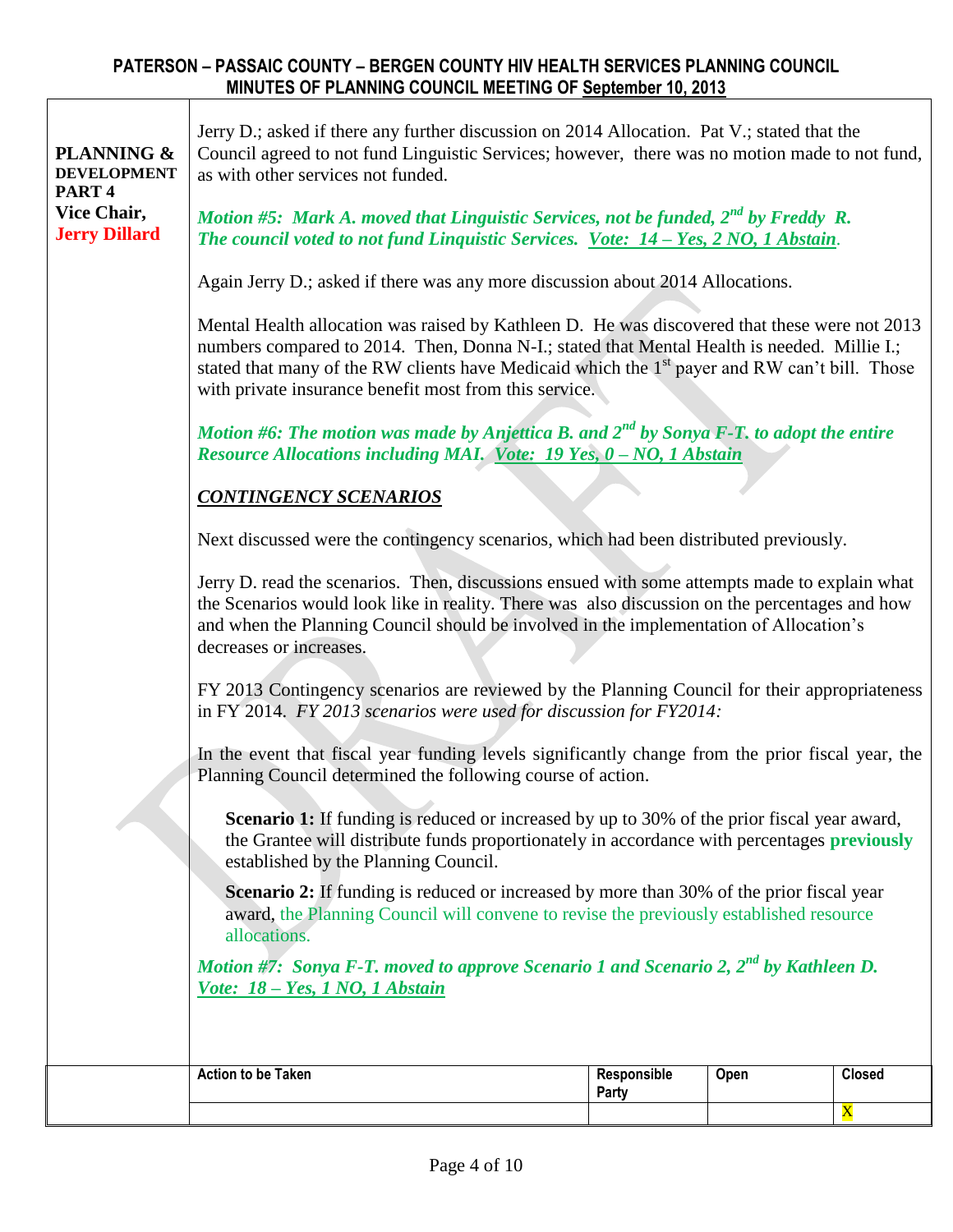**PLANNING & DEVELOPMENT PART 4**
**Vice Chair, Jerry Dillard**

Jerry D.; asked if there any further discussion on 2014 Allocation. Pat V.; stated that the Council agreed to not fund Linguistic Services; however, there was no motion made to not fund, as with other services not funded.

***Motion #5: Mark A. moved that Linguistic Services, not be funded, 2nd by Freddy R. The council voted to not fund Linquistic Services. Vote: 14 – Yes, 2 NO, 1 Abstain.***

Again Jerry D.; asked if there was any more discussion about 2014 Allocations.

Mental Health allocation was raised by Kathleen D. He was discovered that these were not 2013 numbers compared to 2014. Then, Donna N-I.; stated that Mental Health is needed. Millie I.; stated that many of the RW clients have Medicaid which the 1st payer and RW can't bill. Those with private insurance benefit most from this service.

***Motion #6: The motion was made by Anjettica B. and 2nd by Sonya F-T. to adopt the entire Resource Allocations including MAI. Vote: 19 Yes, 0 – NO, 1 Abstain***

***CONTINGENCY SCENARIOS***

Next discussed were the contingency scenarios, which had been distributed previously.

Jerry D. read the scenarios. Then, discussions ensued with some attempts made to explain what the Scenarios would look like in reality. There was also discussion on the percentages and how and when the Planning Council should be involved in the implementation of Allocation's decreases or increases.

FY 2013 Contingency scenarios are reviewed by the Planning Council for their appropriateness in FY 2014. *FY 2013 scenarios were used for discussion for FY2014:*

In the event that fiscal year funding levels significantly change from the prior fiscal year, the Planning Council determined the following course of action.

> **Scenario 1:** If funding is reduced or increased by up to 30% of the prior fiscal year award, the Grantee will distribute funds proportionately in accordance with percentages **previously** established by the Planning Council.
>
> **Scenario 2:** If funding is reduced or increased by more than 30% of the prior fiscal year award, the Planning Council will convene to revise the previously established resource allocations.

***Motion #7: Sonya F-T. moved to approve Scenario 1 and Scenario 2, 2nd by Kathleen D. Vote: 18 – Yes, 1 NO, 1 Abstain***

| Action to be Taken | Responsible Party | Open | Closed |
|---|---|---|---|
| | | | X |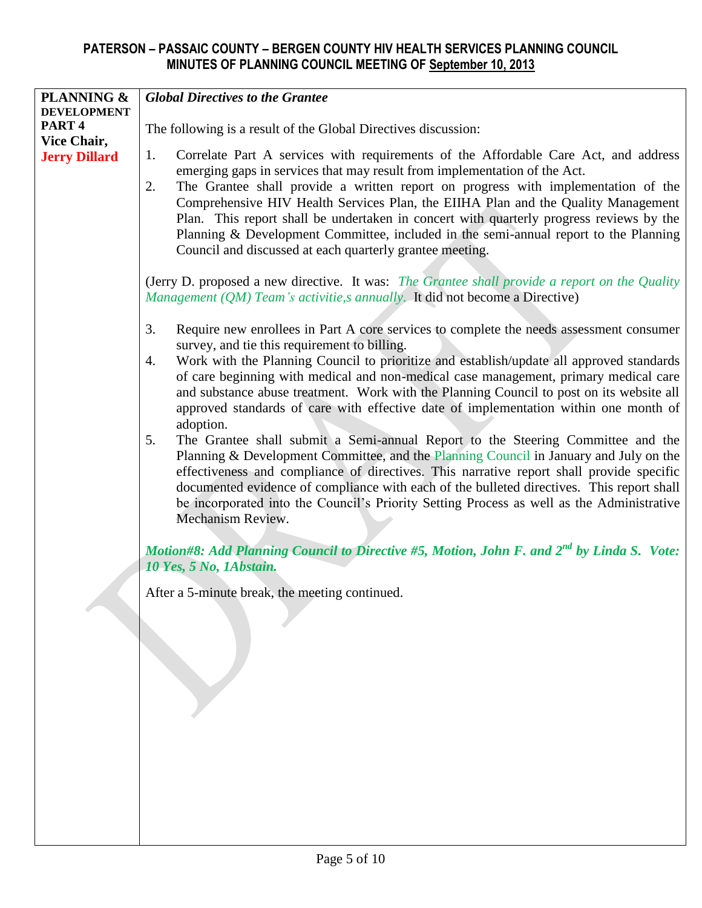| PLANNING & DEVELOPMENT PART 4 Vice Chair, Jerry Dillard | ***Global Directives to the Grantee***<br><br>The following is a result of the Global Directives discussion:<br><br>1. Correlate Part A services with requirements of the Affordable Care Act, and address emerging gaps in services that may result from implementation of the Act.<br>2. The Grantee shall provide a written report on progress with implementation of the Comprehensive HIV Health Services Plan, the EIIHA Plan and the Quality Management Plan. This report shall be undertaken in concert with quarterly progress reviews by the Planning & Development Committee, included in the semi-annual report to the Planning Council and discussed at each quarterly grantee meeting.<br><br>(Jerry D. proposed a new directive. It was: *The Grantee shall provide a report on the Quality Management (QM) Team's activitie,s annually.* It did not become a Directive)<br><br>3. Require new enrollees in Part A core services to complete the needs assessment consumer survey, and tie this requirement to billing.<br>4. Work with the Planning Council to prioritize and establish/update all approved standards of care beginning with medical and non-medical case management, primary medical care and substance abuse treatment. Work with the Planning Council to post on its website all approved standards of care with effective date of implementation within one month of adoption.<br>5. The Grantee shall submit a Semi-annual Report to the Steering Committee and the Planning & Development Committee, and the Planning Council in January and July on the effectiveness and compliance of directives. This narrative report shall provide specific documented evidence of compliance with each of the bulleted directives. This report shall be incorporated into the Council's Priority Setting Process as well as the Administrative Mechanism Review.<br><br>***Motion#8: Add Planning Council to Directive #5, Motion, John F. and 2nd by Linda S. Vote: 10 Yes, 5 No, 1Abstain.***<br><br>After a 5-minute break, the meeting continued. |
|---|---|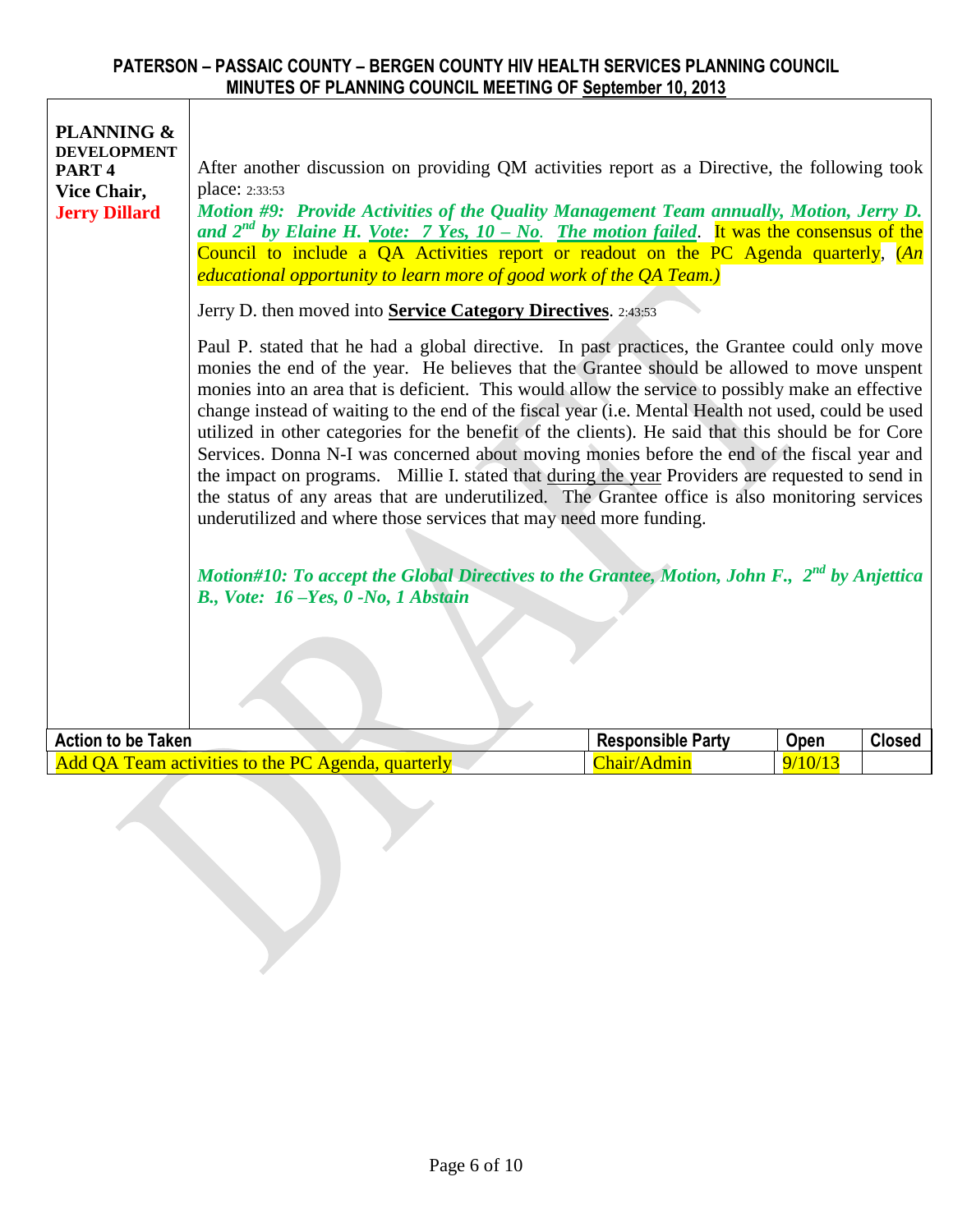| PLANNING & DEVELOPMENT PART 4 Vice Chair, **Jerry Dillard** | After another discussion on providing QM activities report as a Directive, the following took place: 2:33:53<br>***Motion #9: Provide Activities of the Quality Management Team annually, Motion, Jerry D. and 2nd by Elaine H. Vote: 7 Yes, 10 – No. The motion failed.*** It was the consensus of the Council to include a QA Activities report or readout on the PC Agenda quarterly, (*An educational opportunity to learn more of good work of the QA Team.)*<br><br>Jerry D. then moved into **Service Category Directives**. 2:43:53<br><br>Paul P. stated that he had a global directive. In past practices, the Grantee could only move monies the end of the year. He believes that the Grantee should be allowed to move unspent monies into an area that is deficient. This would allow the service to possibly make an effective change instead of waiting to the end of the fiscal year (i.e. Mental Health not used, could be used utilized in other categories for the benefit of the clients). He said that this should be for Core Services. Donna N-I was concerned about moving monies before the end of the fiscal year and the impact on programs. Millie I. stated that during the year Providers are requested to send in the status of any areas that are underutilized. The Grantee office is also monitoring services underutilized and where those services that may need more funding.<br><br>***Motion#10: To accept the Global Directives to the Grantee, Motion, John F., 2nd by Anjettica B., Vote: 16 –Yes, 0 -No, 1 Abstain*** |
|---|---|

| Action to be Taken | Responsible Party | Open | Closed |
|---|---|---|---|
| Add QA Team activities to the PC Agenda, quarterly | Chair/Admin | 9/10/13 | |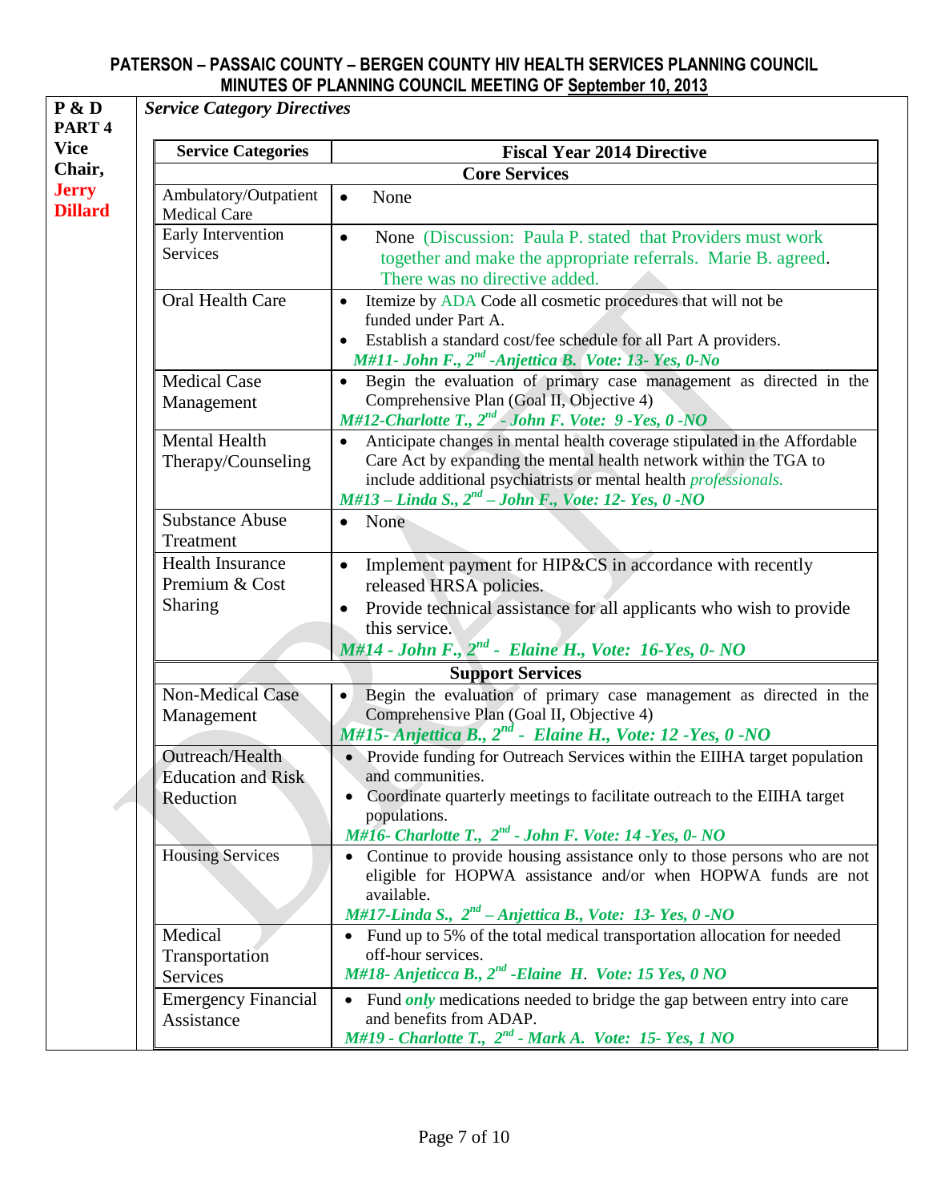**PATERSON – PASSAIC COUNTY – BERGEN COUNTY HIV HEALTH SERVICES PLANNING COUNCIL**
**MINUTES OF PLANNING COUNCIL MEETING OF September 10, 2013**

**P & D PART 4**
**Vice Chair, Jerry Dillard**

***Service Category Directives***

| Service Categories | Fiscal Year 2014 Directive |
|---|---|
| **Core Services** | |
| Ambulatory/Outpatient Medical Care | • None |
| Early Intervention Services | • None (Discussion: Paula P. stated that Providers must work together and make the appropriate referrals. Marie B. agreed. There was no directive added. |
| Oral Health Care | • Itemize by ADA Code all cosmetic procedures that will not be funded under Part A. • Establish a standard cost/fee schedule for all Part A providers. *M#11- John F., 2nd -Anjettica B. Vote: 13- Yes, 0-No* |
| Medical Case Management | • Begin the evaluation of primary case management as directed in the Comprehensive Plan (Goal II, Objective 4) *M#12-Charlotte T., 2nd - John F. Vote: 9 -Yes, 0 -NO* |
| Mental Health Therapy/Counseling | • Anticipate changes in mental health coverage stipulated in the Affordable Care Act by expanding the mental health network within the TGA to include additional psychiatrists or mental health *professionals.* *M#13 – Linda S., 2nd – John F., Vote: 12- Yes, 0 -NO* |
| Substance Abuse Treatment | • None |
| Health Insurance Premium & Cost Sharing | • Implement payment for HIP&CS in accordance with recently released HRSA policies. • Provide technical assistance for all applicants who wish to provide this service. *M#14 - John F., 2nd - Elaine H., Vote: 16-Yes, 0- NO* |
| **Support Services** | |
| Non-Medical Case Management | • Begin the evaluation of primary case management as directed in the Comprehensive Plan (Goal II, Objective 4) *M#15- Anjettica B., 2nd - Elaine H., Vote: 12 -Yes, 0 -NO* |
| Outreach/Health Education and Risk Reduction | • Provide funding for Outreach Services within the EIIHA target population and communities. • Coordinate quarterly meetings to facilitate outreach to the EIIHA target populations. *M#16- Charlotte T., 2nd - John F. Vote: 14 -Yes, 0- NO* |
| Housing Services | • Continue to provide housing assistance only to those persons who are not eligible for HOPWA assistance and/or when HOPWA funds are not available. *M#17-Linda S., 2nd – Anjettica B., Vote: 13- Yes, 0 -NO* |
| Medical Transportation Services | • Fund up to 5% of the total medical transportation allocation for needed off-hour services. *M#18- Anjeticca B., 2nd -Elaine H. Vote: 15 Yes, 0 NO* |
| Emergency Financial Assistance | • Fund ***only*** medications needed to bridge the gap between entry into care and benefits from ADAP. *M#19 - Charlotte T., 2nd - Mark A. Vote: 15- Yes, 1 NO* |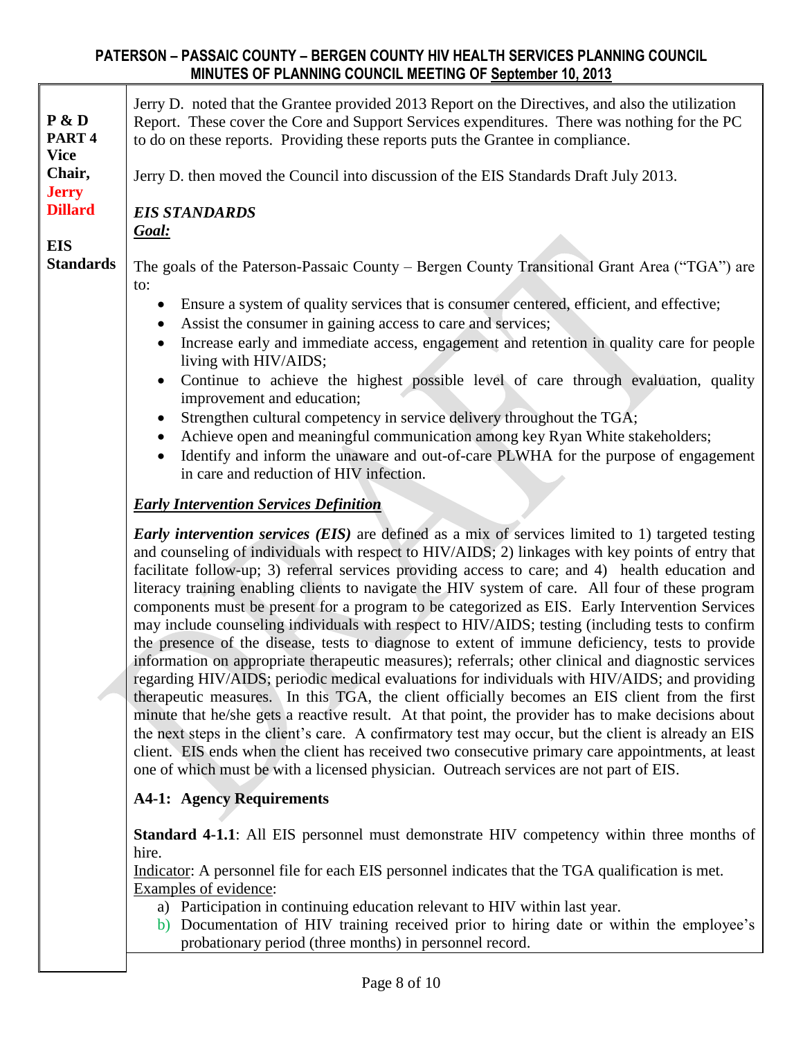**P & D PART 4 Vice Chair, Jerry Dillard**

**EIS Standards**

Jerry D. noted that the Grantee provided 2013 Report on the Directives, and also the utilization Report. These cover the Core and Support Services expenditures. There was nothing for the PC to do on these reports. Providing these reports puts the Grantee in compliance.

Jerry D. then moved the Council into discussion of the EIS Standards Draft July 2013.

***EIS STANDARDS***

***Goal:***

The goals of the Paterson-Passaic County – Bergen County Transitional Grant Area ("TGA") are to:

- Ensure a system of quality services that is consumer centered, efficient, and effective;
- Assist the consumer in gaining access to care and services;
- Increase early and immediate access, engagement and retention in quality care for people living with HIV/AIDS;
- Continue to achieve the highest possible level of care through evaluation, quality improvement and education;
- Strengthen cultural competency in service delivery throughout the TGA;
- Achieve open and meaningful communication among key Ryan White stakeholders;
- Identify and inform the unaware and out-of-care PLWHA for the purpose of engagement in care and reduction of HIV infection.

***Early Intervention Services Definition***

***Early intervention services (EIS)*** are defined as a mix of services limited to 1) targeted testing and counseling of individuals with respect to HIV/AIDS; 2) linkages with key points of entry that facilitate follow-up; 3) referral services providing access to care; and 4) health education and literacy training enabling clients to navigate the HIV system of care. All four of these program components must be present for a program to be categorized as EIS. Early Intervention Services may include counseling individuals with respect to HIV/AIDS; testing (including tests to confirm the presence of the disease, tests to diagnose to extent of immune deficiency, tests to provide information on appropriate therapeutic measures); referrals; other clinical and diagnostic services regarding HIV/AIDS; periodic medical evaluations for individuals with HIV/AIDS; and providing therapeutic measures. In this TGA, the client officially becomes an EIS client from the first minute that he/she gets a reactive result. At that point, the provider has to make decisions about the next steps in the client's care. A confirmatory test may occur, but the client is already an EIS client. EIS ends when the client has received two consecutive primary care appointments, at least one of which must be with a licensed physician. Outreach services are not part of EIS.

**A4-1: Agency Requirements**

**Standard 4-1.1**: All EIS personnel must demonstrate HIV competency within three months of hire.
Indicator: A personnel file for each EIS personnel indicates that the TGA qualification is met.
Examples of evidence:

a) Participation in continuing education relevant to HIV within last year.
b) Documentation of HIV training received prior to hiring date or within the employee's probationary period (three months) in personnel record.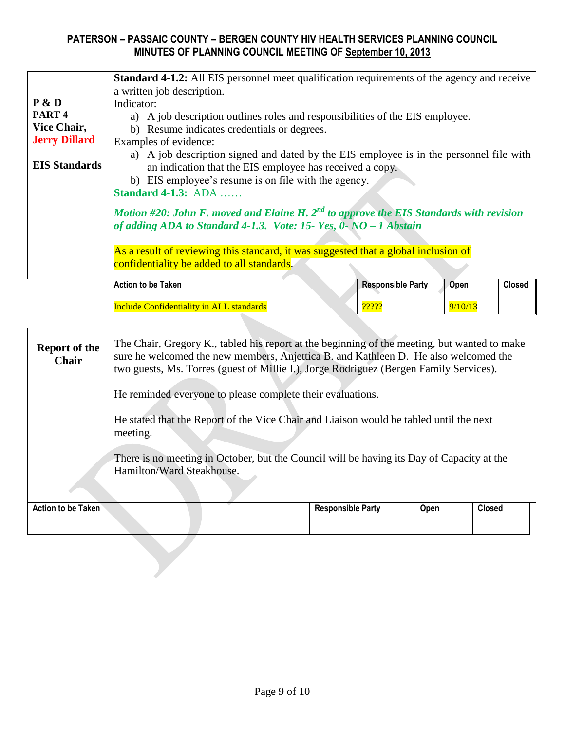| P & D PART 4 Vice Chair, **Jerry Dillard** **EIS Standards** | **Standard 4-1.2:** All EIS personnel meet qualification requirements of the agency and receive a written job description.<br>Indicator:<br>a) A job description outlines roles and responsibilities of the EIS employee.<br>b) Resume indicates credentials or degrees.<br>Examples of evidence:<br>a) A job description signed and dated by the EIS employee is in the personnel file with an indication that the EIS employee has received a copy.<br>b) EIS employee's resume is on file with the agency.<br>**Standard 4-1.3:** ADA ……<br>***Motion #20: John F. moved and Elaine H. 2nd to approve the EIS Standards with revision of adding ADA to Standard 4-1.3. Vote: 15- Yes, 0- NO – 1 Abstain***<br>As a result of reviewing this standard, it was suggested that a global inclusion of confidentiality be added to all standards. | | | |
|---|---|---|---|---|
| | **Action to be Taken** | **Responsible Party** | **Open** | **Closed** |
| | Include Confidentiality in ALL standards | ????? | 9/10/13 | |

| **Report of the Chair** | The Chair, Gregory K., tabled his report at the beginning of the meeting, but wanted to make sure he welcomed the new members, Anjettica B. and Kathleen D. He also welcomed the two guests, Ms. Torres (guest of Millie I.), Jorge Rodriguez (Bergen Family Services).<br>He reminded everyone to please complete their evaluations.<br>He stated that the Report of the Vice Chair and Liaison would be tabled until the next meeting.<br>There is no meeting in October, but the Council will be having its Day of Capacity at the Hamilton/Ward Steakhouse. | | | |
|---|---|---|---|---|
| **Action to be Taken** | | **Responsible Party** | **Open** | **Closed** |
| | | | | |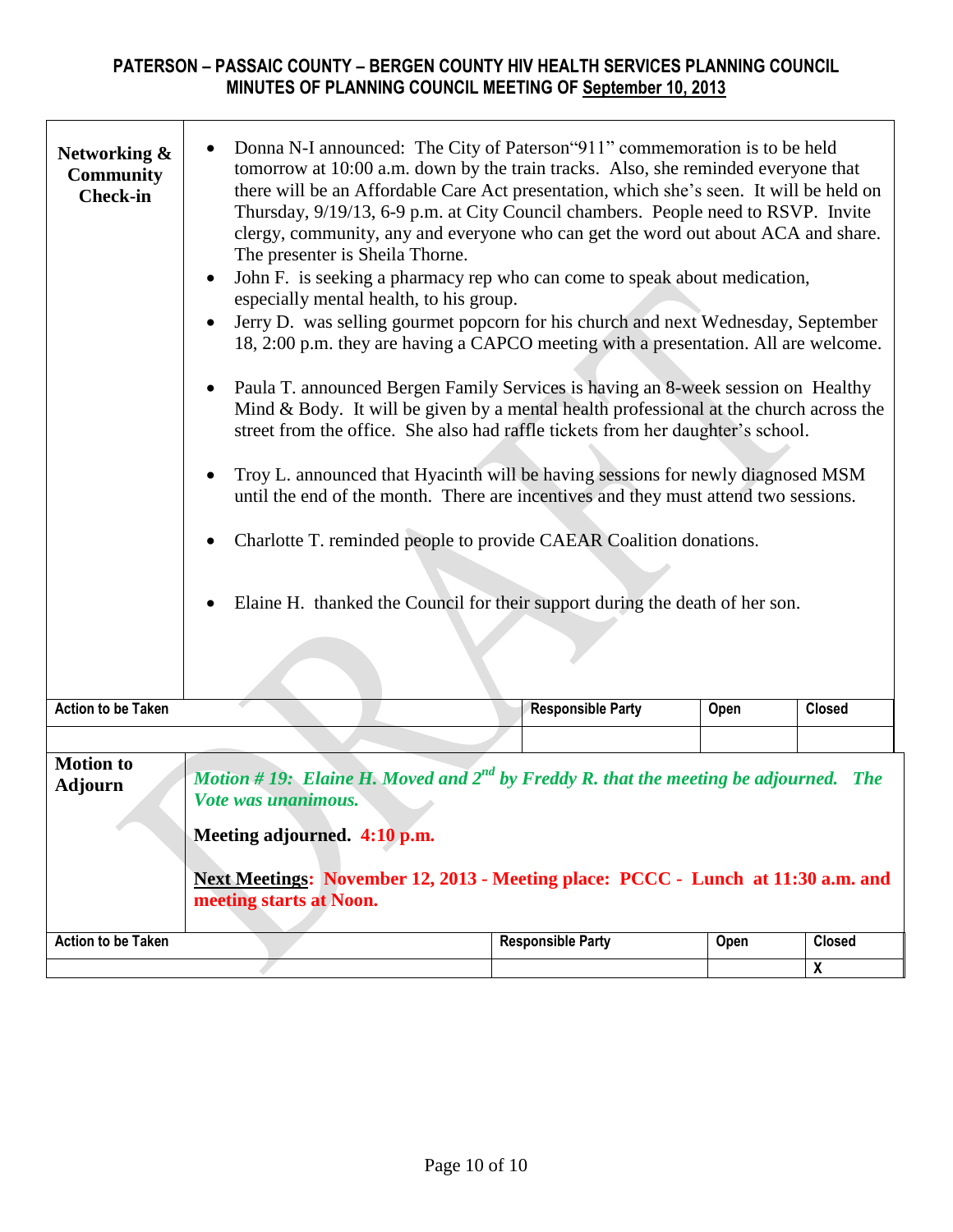## PATERSON – PASSAIC COUNTY – BERGEN COUNTY HIV HEALTH SERVICES PLANNING COUNCIL
## MINUTES OF PLANNING COUNCIL MEETING OF September 10, 2013

| | |
|---|---|
| **Networking & Community Check-in** | • Donna N-I announced: The City of Paterson"911" commemoration is to be held tomorrow at 10:00 a.m. down by the train tracks. Also, she reminded everyone that there will be an Affordable Care Act presentation, which she's seen. It will be held on Thursday, 9/19/13, 6-9 p.m. at City Council chambers. People need to RSVP. Invite clergy, community, any and everyone who can get the word out about ACA and share. The presenter is Sheila Thorne.<br>• John F. is seeking a pharmacy rep who can come to speak about medication, especially mental health, to his group.<br>• Jerry D. was selling gourmet popcorn for his church and next Wednesday, September 18, 2:00 p.m. they are having a CAPCO meeting with a presentation. All are welcome.<br>• Paula T. announced Bergen Family Services is having an 8-week session on Healthy Mind & Body. It will be given by a mental health professional at the church across the street from the office. She also had raffle tickets from her daughter's school.<br>• Troy L. announced that Hyacinth will be having sessions for newly diagnosed MSM until the end of the month. There are incentives and they must attend two sessions.<br>• Charlotte T. reminded people to provide CAEAR Coalition donations.<br>• Elaine H. thanked the Council for their support during the death of her son. |

| Action to be Taken | Responsible Party | Open | Closed |
|---|---|---|---|
| | | | |

| | |
|---|---|
| **Motion to Adjourn** | ***Motion # 19: Elaine H. Moved and 2nd by Freddy R. that the meeting be adjourned. The Vote was unanimous.***<br><br>**Meeting adjourned. 4:10 p.m.**<br><br>**<u>Next Meetings</u>: November 12, 2013 - Meeting place: PCCC - Lunch at 11:30 a.m. and meeting starts at Noon.** |

| Action to be Taken | Responsible Party | Open | Closed |
|---|---|---|---|
| | | | X |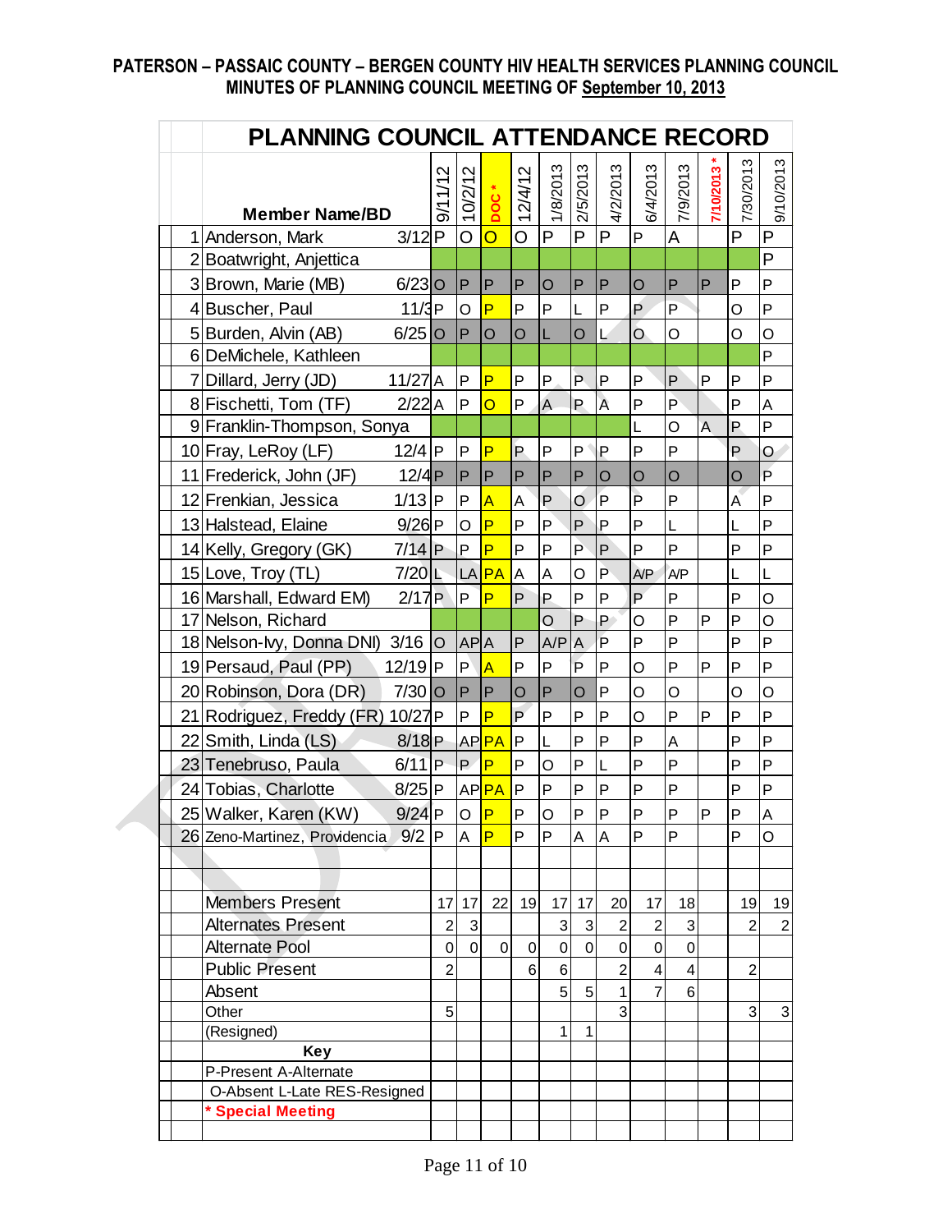## PLANNING COUNCIL ATTENDANCE RECORD

| # | Member Name/BD | | 9/11/12 | 10/2/12 | DOC * | 12/4/12 | 1/8/2013 | 2/5/2013 | 4/2/2013 | 6/4/2013 | 7/9/2013 | 7/10/2013 * | 7/30/2013 | 9/10/2013 |
|---|---|---|---|---|---|---|---|---|---|---|---|---|---|---|
| 1 | Anderson, Mark | 3/12 | P | O | O | O | P | P | P | P | A | | P | P |
| 2 | Boatwright, Anjettica | | | | | | | | | | | | | P |
| 3 | Brown, Marie (MB) | 6/23 | O | P | P | P | O | P | P | O | P | P | P | P |
| 4 | Buscher, Paul | 11/3 | P | O | P | P | P | L | P | P | P | | O | P |
| 5 | Burden, Alvin (AB) | 6/25 | O | P | O | O | L | O | L | O | O | | O | O |
| 6 | DeMichele, Kathleen | | | | | | | | | | | | | P |
| 7 | Dillard, Jerry (JD) | 11/27 | A | P | P | P | P | P | P | P | P | P | P | P |
| 8 | Fischetti, Tom (TF) | 2/22 | A | P | O | P | A | P | A | P | P | | P | A |
| 9 | Franklin-Thompson, Sonya | | | | | | | | | L | O | A | P | P |
| 10 | Fray, LeRoy (LF) | 12/4 | P | P | P | P | P | P | P | P | P | | P | O |
| 11 | Frederick, John (JF) | 12/4 | P | P | P | P | P | P | O | O | O | | O | P |
| 12 | Frenkian, Jessica | 1/13 | P | P | A | A | P | O | P | P | P | | A | P |
| 13 | Halstead, Elaine | 9/26 | P | O | P | P | P | P | P | P | L | | L | P |
| 14 | Kelly, Gregory (GK) | 7/14 | P | P | P | P | P | P | P | P | P | | P | P |
| 15 | Love, Troy (TL) | 7/20 | L | LA | PA | A | A | O | P | A/P | A/P | | L | L |
| 16 | Marshall, Edward EM) | 2/17 | P | P | P | P | P | P | P | P | P | | P | O |
| 17 | Nelson, Richard | | | | | | O | P | P | O | P | P | P | O |
| 18 | Nelson-Ivy, Donna DNI) | 3/16 | O | AP | A | P | A/P | A | P | P | P | | P | P |
| 19 | Persaud, Paul (PP) | 12/19 | P | P | A | P | P | P | P | O | P | P | P | P |
| 20 | Robinson, Dora (DR) | 7/30 | O | P | P | O | P | O | P | O | O | | O | O |
| 21 | Rodriguez, Freddy (FR) | 10/27 | P | P | P | P | P | P | P | O | P | P | P | P |
| 22 | Smith, Linda (LS) | 8/18 | P | AP | PA | P | L | P | P | P | A | | P | P |
| 23 | Tenebruso, Paula | 6/11 | P | P | P | P | O | P | L | P | P | | P | P |
| 24 | Tobias, Charlotte | 8/25 | P | AP | PA | P | P | P | P | P | P | | P | P |
| 25 | Walker, Karen (KW) | 9/24 | P | O | P | P | O | P | P | P | P | P | P | A |
| 26 | Zeno-Martinez, Providencia | 9/2 | P | A | P | P | P | A | A | P | P | | P | O |
| | | | | | | | | | | | | | | |
| | Members Present | | 17 | 17 | 22 | 19 | 17 | 17 | 20 | 17 | 18 | | 19 | 19 |
| | Alternates Present | | 2 | 3 | | | 3 | 3 | 2 | 2 | 3 | | 2 | 2 |
| | Alternate Pool | | 0 | 0 | 0 | 0 | 0 | 0 | 0 | 0 | 0 | | | |
| | Public Present | | 2 | | | 6 | 6 | | 2 | 4 | 4 | | 2 | |
| | Absent | | | | | | 5 | 5 | 1 | 7 | 6 | | | |
| | Other | | 5 | | | | | | 3 | | | | 3 | 3 |
| | (Resigned) | | | | | | 1 | 1 | | | | | | |
| | **Key** | | | | | | | | | | | | | |
| | P-Present A-Alternate | | | | | | | | | | | | | |
| | O-Absent L-Late RES-Resigned | | | | | | | | | | | | | |
| | **\* Special Meeting** | | | | | | | | | | | | | |